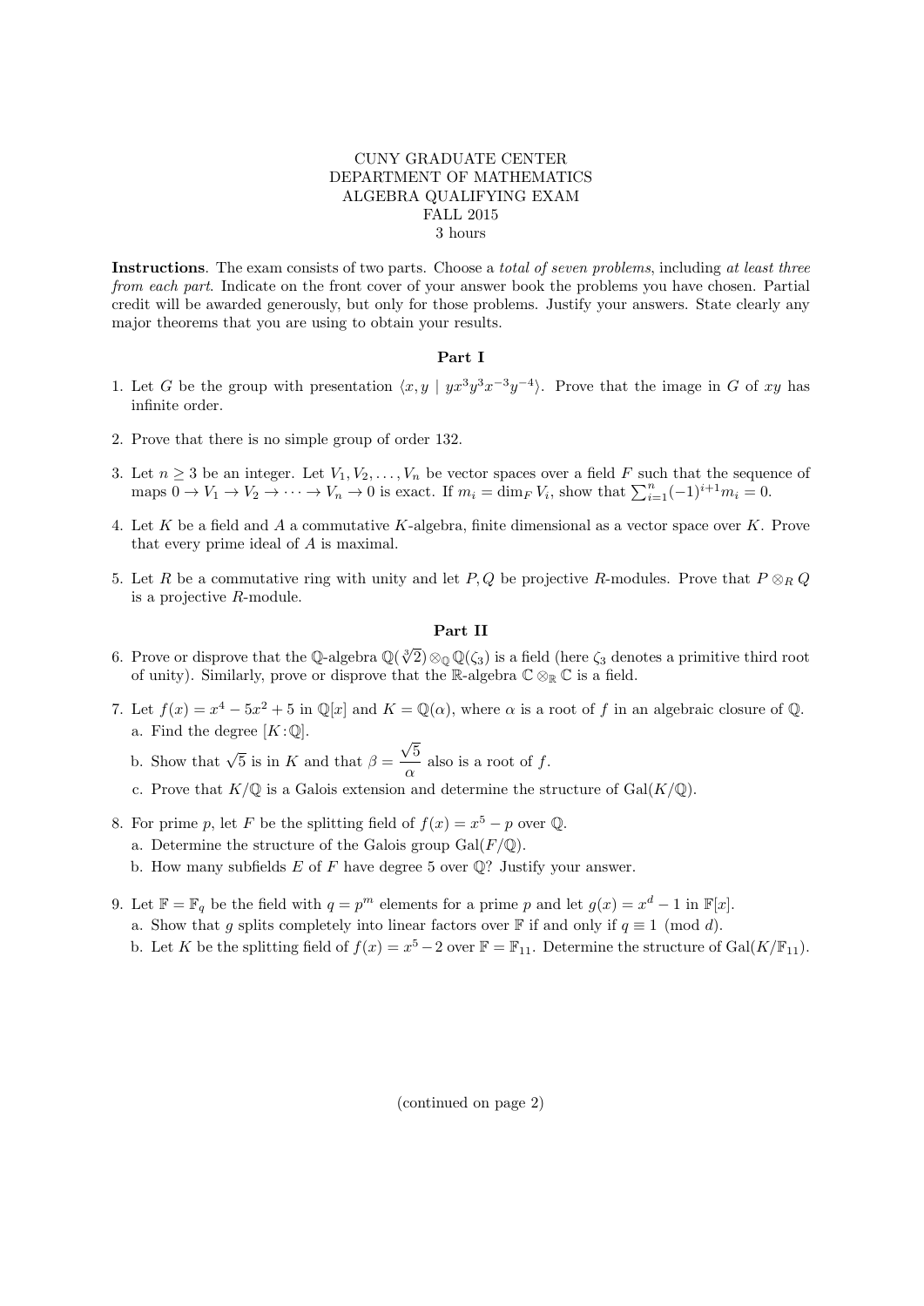CUNY GRADUATE CENTER
DEPARTMENT OF MATHEMATICS
ALGEBRA QUALIFYING EXAM
FALL 2015
3 hours

**Instructions**. The exam consists of two parts. Choose a *total of seven problems*, including *at least three from each part*. Indicate on the front cover of your answer book the problems you have chosen. Partial credit will be awarded generously, but only for those problems. Justify your answers. State clearly any major theorems that you are using to obtain your results.

## Part I

1. Let $G$ be the group with presentation $\langle x, y \mid yx^3y^3x^{-3}y^{-4}\rangle$. Prove that the image in $G$ of $xy$ has infinite order.

2. Prove that there is no simple group of order 132.

3. Let $n \geq 3$ be an integer. Let $V_1, V_2, \ldots, V_n$ be vector spaces over a field $F$ such that the sequence of maps $0 \to V_1 \to V_2 \to \cdots \to V_n \to 0$ is exact. If $m_i = \dim_F V_i$, show that $\sum_{i=1}^{n}(-1)^{i+1}m_i = 0$.

4. Let $K$ be a field and $A$ a commutative $K$-algebra, finite dimensional as a vector space over $K$. Prove that every prime ideal of $A$ is maximal.

5. Let $R$ be a commutative ring with unity and let $P, Q$ be projective $R$-modules. Prove that $P \otimes_R Q$ is a projective $R$-module.

## Part II

6. Prove or disprove that the $\mathbb{Q}$-algebra $\mathbb{Q}(\sqrt[3]{2}) \otimes_{\mathbb{Q}} \mathbb{Q}(\zeta_3)$ is a field (here $\zeta_3$ denotes a primitive third root of unity). Similarly, prove or disprove that the $\mathbb{R}$-algebra $\mathbb{C} \otimes_{\mathbb{R}} \mathbb{C}$ is a field.

7. Let $f(x) = x^4 - 5x^2 + 5$ in $\mathbb{Q}[x]$ and $K = \mathbb{Q}(\alpha)$, where $\alpha$ is a root of $f$ in an algebraic closure of $\mathbb{Q}$.
   a. Find the degree $[K : \mathbb{Q}]$.
   b. Show that $\sqrt{5}$ is in $K$ and that $\beta = \dfrac{\sqrt{5}}{\alpha}$ also is a root of $f$.
   c. Prove that $K/\mathbb{Q}$ is a Galois extension and determine the structure of $\mathrm{Gal}(K/\mathbb{Q})$.

8. For prime $p$, let $F$ be the splitting field of $f(x) = x^5 - p$ over $\mathbb{Q}$.
   a. Determine the structure of the Galois group $\mathrm{Gal}(F/\mathbb{Q})$.
   b. How many subfields $E$ of $F$ have degree 5 over $\mathbb{Q}$? Justify your answer.

9. Let $\mathbb{F} = \mathbb{F}_q$ be the field with $q = p^m$ elements for a prime $p$ and let $g(x) = x^d - 1$ in $\mathbb{F}[x]$.
   a. Show that $g$ splits completely into linear factors over $\mathbb{F}$ if and only if $q \equiv 1 \pmod{d}$.
   b. Let $K$ be the splitting field of $f(x) = x^5 - 2$ over $\mathbb{F} = \mathbb{F}_{11}$. Determine the structure of $\mathrm{Gal}(K/\mathbb{F}_{11})$.

(continued on page 2)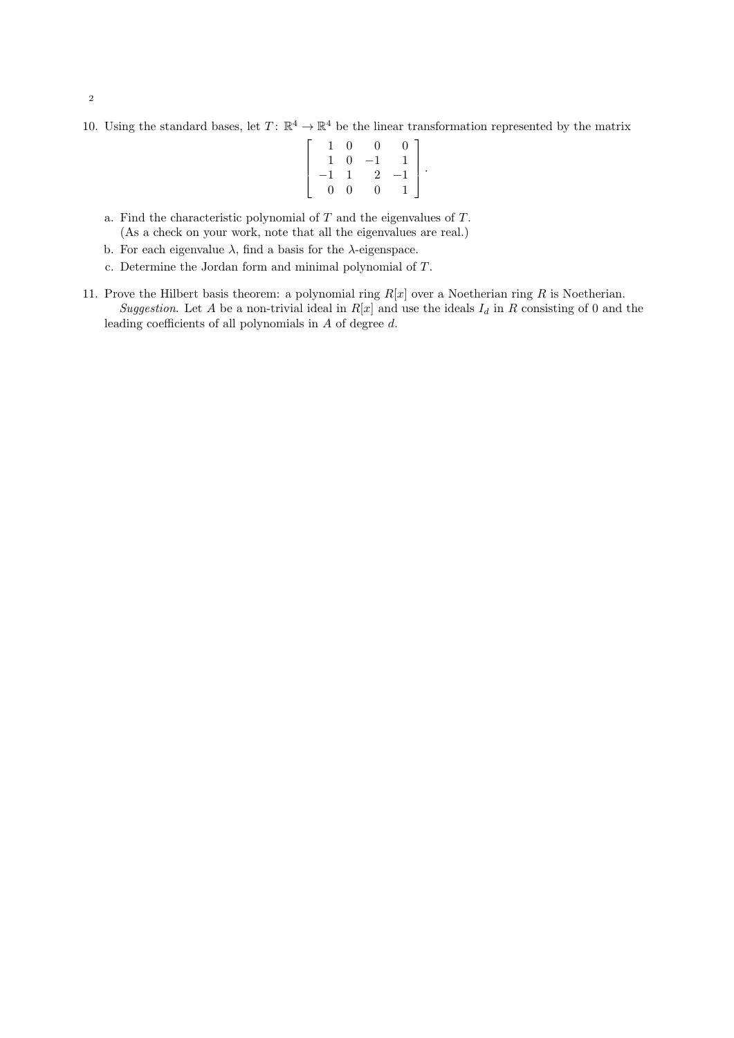10. Using the standard bases, let $T\colon \mathbb{R}^4 \to \mathbb{R}^4$ be the linear transformation represented by the matrix

$$\begin{bmatrix} 1 & 0 & 0 & 0 \\ 1 & 0 & -1 & 1 \\ -1 & 1 & 2 & -1 \\ 0 & 0 & 0 & 1 \end{bmatrix}.$$

   a. Find the characteristic polynomial of $T$ and the eigenvalues of $T$.
   (As a check on your work, note that all the eigenvalues are real.)

   b. For each eigenvalue $\lambda$, find a basis for the $\lambda$-eigenspace.

   c. Determine the Jordan form and minimal polynomial of $T$.

11. Prove the Hilbert basis theorem: a polynomial ring $R[x]$ over a Noetherian ring $R$ is Noetherian.
   *Suggestion.* Let $A$ be a non-trivial ideal in $R[x]$ and use the ideals $I_d$ in $R$ consisting of 0 and the leading coefficients of all polynomials in $A$ of degree $d$.